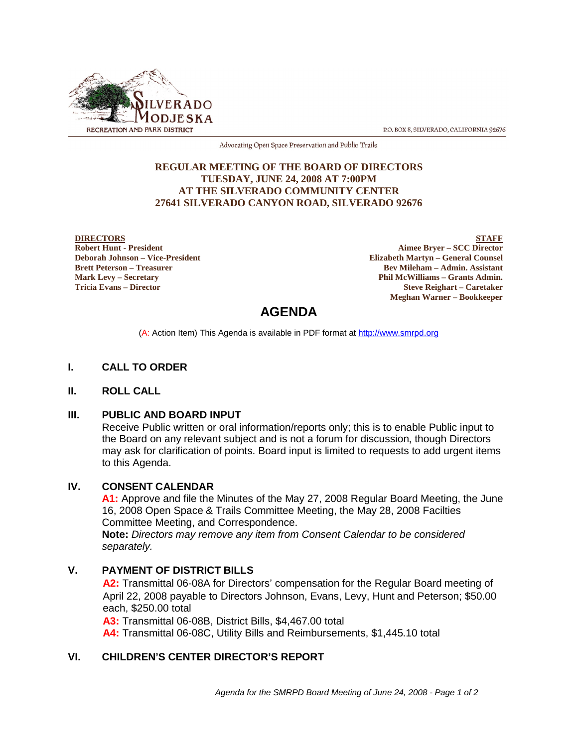SILVERADO MODJESKA RECREATION AND PARK DISTRICT

P.O. BOX 8, SILVERADO, CALIFORNIA 92676

Advocating Open Space Preservation and Public Trails

**REGULAR MEETING OF THE BOARD OF DIRECTORS**
**TUESDAY, JUNE 24, 2008 AT 7:00PM**
**AT THE SILVERADO COMMUNITY CENTER**
**27641 SILVERADO CANYON ROAD, SILVERADO 92676**

**DIRECTORS**
**Robert Hunt - President**
**Deborah Johnson – Vice-President**
**Brett Peterson – Treasurer**
**Mark Levy – Secretary**
**Tricia Evans – Director**

**STAFF**
**Aimee Bryer – SCC Director**
**Elizabeth Martyn – General Counsel**
**Bev Mileham – Admin. Assistant**
**Phil McWilliams – Grants Admin.**
**Steve Reighart – Caretaker**
**Meghan Warner – Bookkeeper**

# AGENDA

(A: Action Item) This Agenda is available in PDF format at http://www.smrpd.org

## I. CALL TO ORDER

## II. ROLL CALL

## III. PUBLIC AND BOARD INPUT

Receive Public written or oral information/reports only; this is to enable Public input to the Board on any relevant subject and is not a forum for discussion, though Directors may ask for clarification of points. Board input is limited to requests to add urgent items to this Agenda.

## IV. CONSENT CALENDAR

**A1:** Approve and file the Minutes of the May 27, 2008 Regular Board Meeting, the June 16, 2008 Open Space & Trails Committee Meeting, the May 28, 2008 Facilties Committee Meeting, and Correspondence.

**Note:** *Directors may remove any item from Consent Calendar to be considered separately.*

## V. PAYMENT OF DISTRICT BILLS

**A2:** Transmittal 06-08A for Directors' compensation for the Regular Board meeting of April 22, 2008 payable to Directors Johnson, Evans, Levy, Hunt and Peterson; $50.00 each, $250.00 total

**A3:** Transmittal 06-08B, District Bills, $4,467.00 total

**A4:** Transmittal 06-08C, Utility Bills and Reimbursements, $1,445.10 total

## VI. CHILDREN'S CENTER DIRECTOR'S REPORT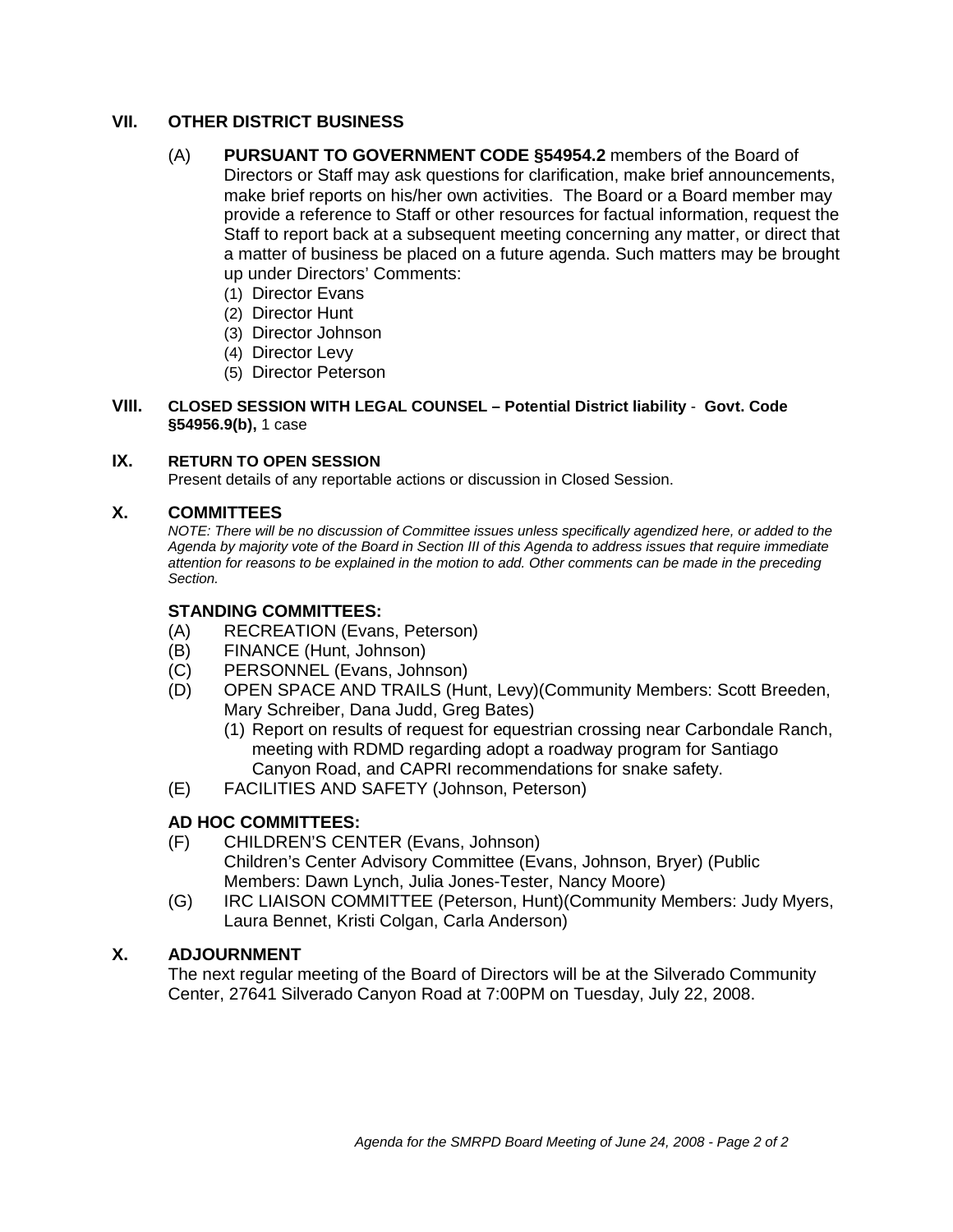## VII. OTHER DISTRICT BUSINESS

(A) **PURSUANT TO GOVERNMENT CODE §54954.2** members of the Board of Directors or Staff may ask questions for clarification, make brief announcements, make brief reports on his/her own activities. The Board or a Board member may provide a reference to Staff or other resources for factual information, request the Staff to report back at a subsequent meeting concerning any matter, or direct that a matter of business be placed on a future agenda. Such matters may be brought up under Directors' Comments:

(1) Director Evans
(2) Director Hunt
(3) Director Johnson
(4) Director Levy
(5) Director Peterson

## VIII. CLOSED SESSION WITH LEGAL COUNSEL – Potential District liability - Govt. Code §54956.9(b), 1 case

## IX. RETURN TO OPEN SESSION

Present details of any reportable actions or discussion in Closed Session.

## X. COMMITTEES

*NOTE: There will be no discussion of Committee issues unless specifically agendized here, or added to the Agenda by majority vote of the Board in Section III of this Agenda to address issues that require immediate attention for reasons to be explained in the motion to add. Other comments can be made in the preceding Section.*

### STANDING COMMITTEES:

(A) RECREATION (Evans, Peterson)
(B) FINANCE (Hunt, Johnson)
(C) PERSONNEL (Evans, Johnson)
(D) OPEN SPACE AND TRAILS (Hunt, Levy)(Community Members: Scott Breeden, Mary Schreiber, Dana Judd, Greg Bates)
  (1) Report on results of request for equestrian crossing near Carbondale Ranch, meeting with RDMD regarding adopt a roadway program for Santiago Canyon Road, and CAPRI recommendations for snake safety.
(E) FACILITIES AND SAFETY (Johnson, Peterson)

### AD HOC COMMITTEES:

(F) CHILDREN'S CENTER (Evans, Johnson)
Children's Center Advisory Committee (Evans, Johnson, Bryer) (Public Members: Dawn Lynch, Julia Jones-Tester, Nancy Moore)
(G) IRC LIAISON COMMITTEE (Peterson, Hunt)(Community Members: Judy Myers, Laura Bennet, Kristi Colgan, Carla Anderson)

## X. ADJOURNMENT

The next regular meeting of the Board of Directors will be at the Silverado Community Center, 27641 Silverado Canyon Road at 7:00PM on Tuesday, July 22, 2008.